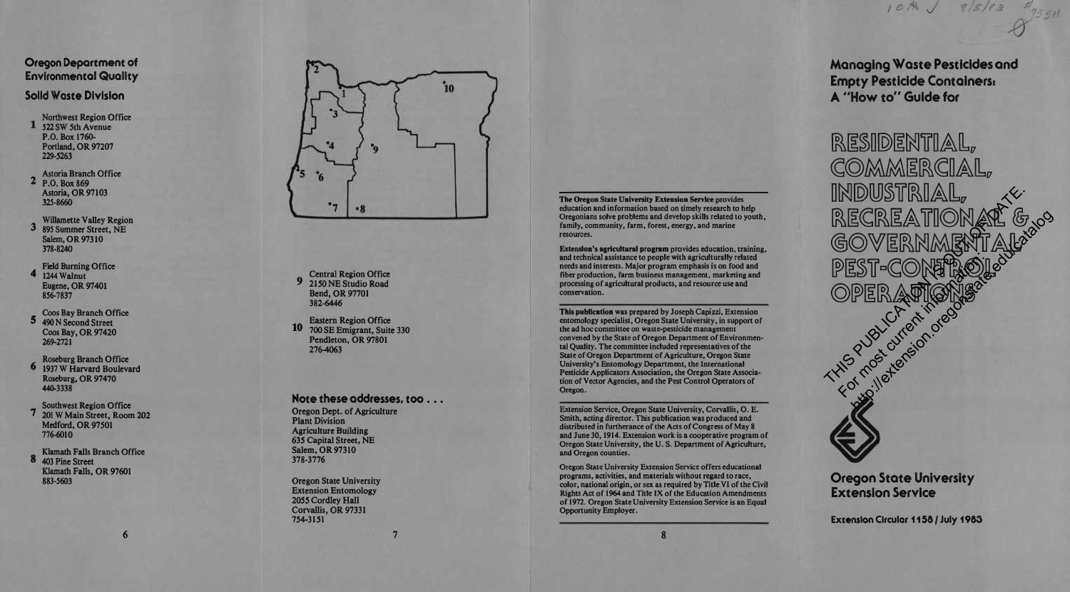## Oregon Department of Environmental Quality

### Solid Waste Division

1. Northwest Region Office
   522 SW 5th Avenue
   P.O. Box 1760-
   Portland, OR 97207
   229-5263

2. Astoria Branch Office
   P.O. Box 869
   Astoria, OR 97103
   325-8660

3. Willamette Valley Region
   895 Summer Street, NE
   Salem, OR 97310
   378-8240

4. Field Burning Office
   1244 Walnut
   Eugene, OR 97401
   856-7837

5. Coos Bay Branch Office
   490 N Second Street
   Coos Bay, OR 97420
   269-2721

6. Roseburg Branch Office
   1937 W Harvard Boulevard
   Roseburg, OR 97470
   440-3338

7. Southwest Region Office
   201 W Main Street, Room 202
   Medford, OR 97501
   776-6010

8. Klamath Falls Branch Office
   403 Pine Street
   Klamath Falls, OR 97601
   883-5603

9. Central Region Office
   2150 NE Studio Road
   Bend, OR 97701
   382-6446

10. Eastern Region Office
    700 SE Emigrant, Suite 330
    Pendleton, OR 97801
    276-4063

### Note these addresses, too . . .

Oregon Dept. of Agriculture
Plant Division
Agriculture Building
635 Capital Street, NE
Salem, OR 97310
378-3776

Oregon State University
Extension Entomology
2055 Cordley Hall
Corvallis, OR 97331
754-3151

---

**The Oregon State University Extension Service** provides education and information based on timely research to help Oregonians solve problems and develop skills related to youth, family, community, farm, forest, energy, and marine resources.

**Extension's agricultural program** provides education, training, and technical assistance to people with agriculturally related needs and interests. Major program emphasis is on food and fiber production, farm business management, marketing and processing of agricultural products, and resource use and conservation.

**This publication** was prepared by Joseph Capizzi, Extension entomology specialist, Oregon State University, in support of the ad hoc committee on waste-pesticide management convened by the State of Oregon Department of Environmental Quality. The committee included representatives of the State of Oregon Department of Agriculture, Oregon State University's Entomology Department, the International Pesticide Applicators Association, the Oregon State Association of Vector Agencies, and the Pest Control Operators of Oregon.

Extension Service, Oregon State University, Corvallis, O. E. Smith, acting director. This publication was produced and distributed in furtherance of the Acts of Congress of May 8 and June 30, 1914. Extension work is a cooperative program of Oregon State University, the U. S. Department of Agriculture, and Oregon counties.

Oregon State University Extension Service offers educational programs, activities, and materials without regard to race, color, national origin, or sex as required by Title VI of the Civil Rights Act of 1964 and Title IX of the Education Amendments of 1972. Oregon State University Extension Service is an Equal Opportunity Employer.

---

# Managing Waste Pesticides and Empty Pesticide Containers: A "How to" Guide for

# RESIDENTIAL, COMMERCIAL, INDUSTRIAL, RECREATIONAL & GOVERNMENTAL PEST-CONTROL OPERATIONS

THIS PUBLICATION IS OUT OF DATE.
For most current information:
http://extension.oregonstate.edu/catalog

**Oregon State University Extension Service**

Extension Circular 1158 / July 1983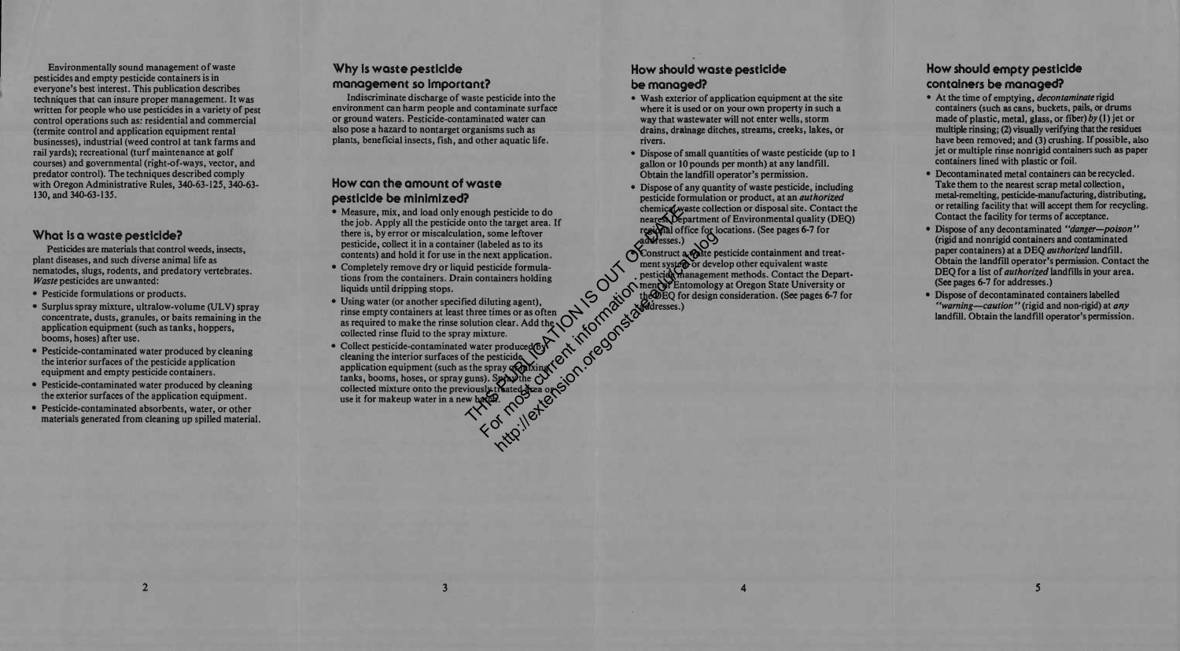Environmentally sound management of waste pesticides and empty pesticide containers is in everyone's best interest. This publication describes techniques that can insure proper management. It was written for people who use pesticides in a variety of pest control operations such as: residential and commercial (termite control and application equipment rental businesses), industrial (weed control at tank farms and rail yards); recreational (turf maintenance at golf courses) and governmental (right-of-ways, vector, and predator control). The techniques described comply with Oregon Administrative Rules, 340-63-125, 340-63-130, and 340-63-135.

## What is a waste pesticide?

Pesticides are materials that control weeds, insects, plant diseases, and such diverse animal life as nematodes, slugs, rodents, and predatory vertebrates. *Waste* pesticides are unwanted:

- Pesticide formulations or products.
- Surplus spray mixture, ultralow-volume (ULV) spray concentrate, dusts, granules, or baits remaining in the application equipment (such as tanks, hoppers, booms, hoses) after use.
- Pesticide-contaminated water produced by cleaning the interior surfaces of the pesticide application equipment and empty pesticide containers.
- Pesticide-contaminated water produced by cleaning the exterior surfaces of the application equipment.
- Pesticide-contaminated absorbents, water, or other materials generated from cleaning up spilled material.

## Why is waste pesticide management so important?

Indiscriminate discharge of waste pesticide into the environment can harm people and contaminate surface or ground waters. Pesticide-contaminated water can also pose a hazard to nontarget organisms such as plants, beneficial insects, fish, and other aquatic life.

## How can the amount of waste pesticide be minimized?

- Measure, mix, and load only enough pesticide to do the job. Apply all the pesticide onto the target area. If there is, by error or miscalculation, some leftover pesticide, collect it in a container (labeled as to its contents) and hold it for use in the next application.
- Completely remove dry or liquid pesticide formulations from the containers. Drain containers holding liquids until dripping stops.
- Using water (or another specified diluting agent), rinse empty containers at least three times or as often as required to make the rinse solution clear. Add the collected rinse fluid to the spray mixture.
- Collect pesticide-contaminated water produced by cleaning the interior surfaces of the pesticide application equipment (such as the spray or mixing tanks, booms, hoses, or spray guns). Spray the collected mixture onto the previously treated area or use it for makeup water in a new batch.

## How should waste pesticide be managed?

- Wash exterior of application equipment at the site where it is used or on your own property in such a way that wastewater will not enter wells, storm drains, drainage ditches, streams, creeks, lakes, or rivers.
- Dispose of small quantities of waste pesticide (up to 1 gallon or 10 pounds per month) at any landfill. Obtain the landfill operator's permission.
- Dispose of any quantity of waste pesticide, including pesticide formulation or product, at an *authorized* chemical waste collection or disposal site. Contact the nearest Department of Environmental quality (DEQ) regional office for locations. (See pages 6-7 for addresses.)
- Construct a waste pesticide containment and treatment system or develop other equivalent waste pesticide management methods. Contact the Department of Entomology at Oregon State University or the DEQ for design consideration. (See pages 6-7 for addresses.)

## How should empty pesticide containers be managed?

- At the time of emptying, *decontaminate* rigid containers (such as cans, buckets, pails, or drums made of plastic, metal, glass, or fiber) *by* (1) jet or multiple rinsing; (2) visually verifying that the residues have been removed; and (3) crushing. If possible, also jet or multiple rinse nonrigid containers such as paper containers lined with plastic or foil.
- Decontaminated metal containers can be recycled. Take them to the nearest scrap metal collection, metal-remelting, pesticide-manufacturing, distributing, or retailing facility that will accept them for recycling. Contact the facility for terms of acceptance.
- Dispose of any decontaminated *"danger—poison"* (rigid and nonrigid containers and contaminated paper containers) at a DEQ *authorized* landfill. Obtain the landfill operator's permission. Contact the DEQ for a list of *authorized* landfills in your area. (See pages 6-7 for addresses.)
- Dispose of decontaminated containers labelled *"warning—caution"* (rigid and non-rigid) at *any* landfill. Obtain the landfill operator's permission.

THIS PUBLICATION IS OUT OF DATE.
For most current information:
http://extension.oregonstate.edu/catalog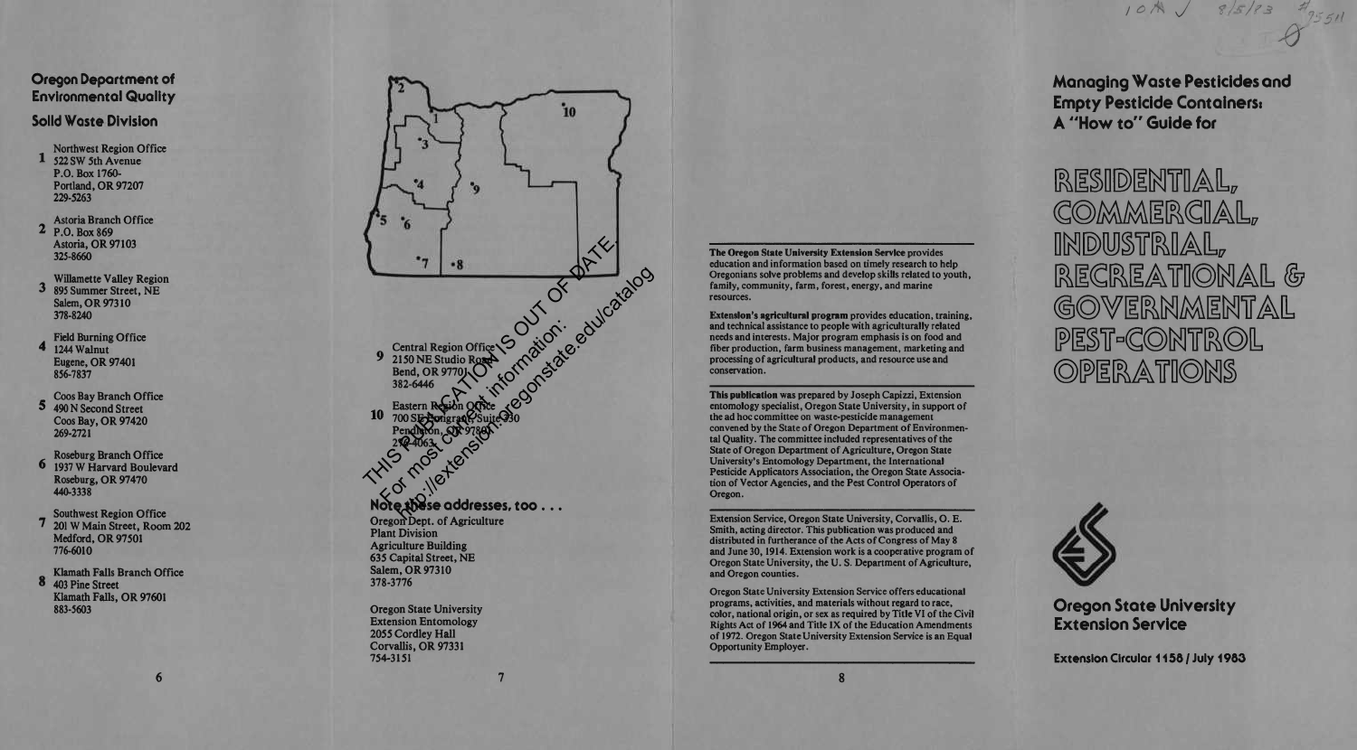## Oregon Department of Environmental Quality

### Solid Waste Division

1. Northwest Region Office
   522 SW 5th Avenue
   P.O. Box 1760
   Portland, OR 97207
   229-5263

2. Astoria Branch Office
   P.O. Box 869
   Astoria, OR 97103
   325-8660

3. Willamette Valley Region
   895 Summer Street, NE
   Salem, OR 97310
   378-8240

4. Field Burning Office
   1244 Walnut
   Eugene, OR 97401
   856-7837

5. Coos Bay Branch Office
   490 N Second Street
   Coos Bay, OR 97420
   269-2721

6. Roseburg Branch Office
   1937 W Harvard Boulevard
   Roseburg, OR 97470
   440-3338

7. Southwest Region Office
   201 W Main Street, Room 202
   Medford, OR 97501
   776-6010

8. Klamath Falls Branch Office
   403 Pine Street
   Klamath Falls, OR 97601
   883-5603

9. Central Region Office
   2150 NE Studio Road
   Bend, OR 97701
   382-6446

10. Eastern Region Office
    700 SE Emigrant, Suite 330
    Pendleton, OR 97801
    276-4063

THIS PUBLICATION IS OUT OF DATE.
For most current information:
http://extension.oregonstate.edu/catalog

### Note these addresses, too . . .

Oregon Dept. of Agriculture
Plant Division
Agriculture Building
635 Capitol Street, NE
Salem, OR 97310
378-3776

Oregon State University
Extension Entomology
2055 Cordley Hall
Corvallis, OR 97331
754-3151

---

**The Oregon State University Extension Service** provides education and information based on timely research to help Oregonians solve problems and develop skills related to youth, family, community, farm, forest, energy, and marine resources.

**Extension's agricultural program** provides education, training, and technical assistance to people with agriculturally related needs and interests. Major program emphasis is on food and fiber production, farm business management, marketing and processing of agricultural products, and resource use and conservation.

**This publication** was prepared by Joseph Capizzi, Extension entomology specialist, Oregon State University, in support of the ad hoc committee on waste-pesticide management convened by the State of Oregon Department of Environmental Quality. The committee included representatives of the State of Oregon Department of Agriculture, Oregon State University's Entomology Department, the International Pesticide Applicators Association, the Oregon State Association of Vector Agencies, and the Pest Control Operators of Oregon.

Extension Service, Oregon State University, Corvallis, O. E. Smith, acting director. This publication was produced and distributed in furtherance of the Acts of Congress of May 8 and June 30, 1914. Extension work is a cooperative program of Oregon State University, the U. S. Department of Agriculture, and Oregon counties.

Oregon State University Extension Service offers educational programs, activities, and materials without regard to race, color, national origin, or sex as required by Title VI of the Civil Rights Act of 1964 and Title IX of the Education Amendments of 1972. Oregon State University Extension Service is an Equal Opportunity Employer.

---

# Managing Waste Pesticides and Empty Pesticide Containers: A "How to" Guide for

# RESIDENTIAL, COMMERCIAL, INDUSTRIAL, RECREATIONAL & GOVERNMENTAL PEST-CONTROL OPERATIONS

**Oregon State University Extension Service**

**Extension Circular 1158 / July 1983**